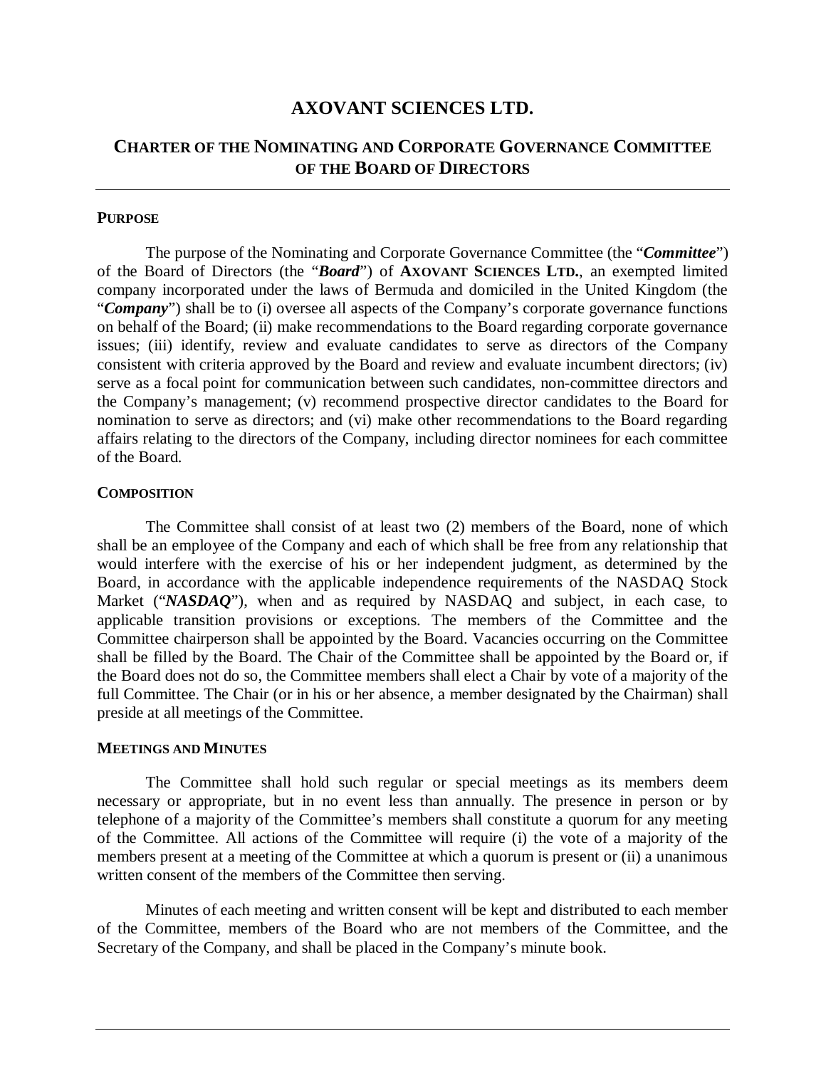# AXOVANT SCIENCES LTD.

## CHARTER OF THE NOMINATING AND CORPORATE GOVERNANCE COMMITTEE OF THE BOARD OF DIRECTORS

---

### PURPOSE

The purpose of the Nominating and Corporate Governance Committee (the "***Committee***") of the Board of Directors (the "***Board***") of **AXOVANT SCIENCES LTD.**, an exempted limited company incorporated under the laws of Bermuda and domiciled in the United Kingdom (the "***Company***") shall be to (i) oversee all aspects of the Company's corporate governance functions on behalf of the Board; (ii) make recommendations to the Board regarding corporate governance issues; (iii) identify, review and evaluate candidates to serve as directors of the Company consistent with criteria approved by the Board and review and evaluate incumbent directors; (iv) serve as a focal point for communication between such candidates, non-committee directors and the Company's management; (v) recommend prospective director candidates to the Board for nomination to serve as directors; and (vi) make other recommendations to the Board regarding affairs relating to the directors of the Company, including director nominees for each committee of the Board.

### COMPOSITION

The Committee shall consist of at least two (2) members of the Board, none of which shall be an employee of the Company and each of which shall be free from any relationship that would interfere with the exercise of his or her independent judgment, as determined by the Board, in accordance with the applicable independence requirements of the NASDAQ Stock Market ("***NASDAQ***"), when and as required by NASDAQ and subject, in each case, to applicable transition provisions or exceptions. The members of the Committee and the Committee chairperson shall be appointed by the Board. Vacancies occurring on the Committee shall be filled by the Board. The Chair of the Committee shall be appointed by the Board or, if the Board does not do so, the Committee members shall elect a Chair by vote of a majority of the full Committee. The Chair (or in his or her absence, a member designated by the Chairman) shall preside at all meetings of the Committee.

### MEETINGS AND MINUTES

The Committee shall hold such regular or special meetings as its members deem necessary or appropriate, but in no event less than annually. The presence in person or by telephone of a majority of the Committee's members shall constitute a quorum for any meeting of the Committee. All actions of the Committee will require (i) the vote of a majority of the members present at a meeting of the Committee at which a quorum is present or (ii) a unanimous written consent of the members of the Committee then serving.

Minutes of each meeting and written consent will be kept and distributed to each member of the Committee, members of the Board who are not members of the Committee, and the Secretary of the Company, and shall be placed in the Company's minute book.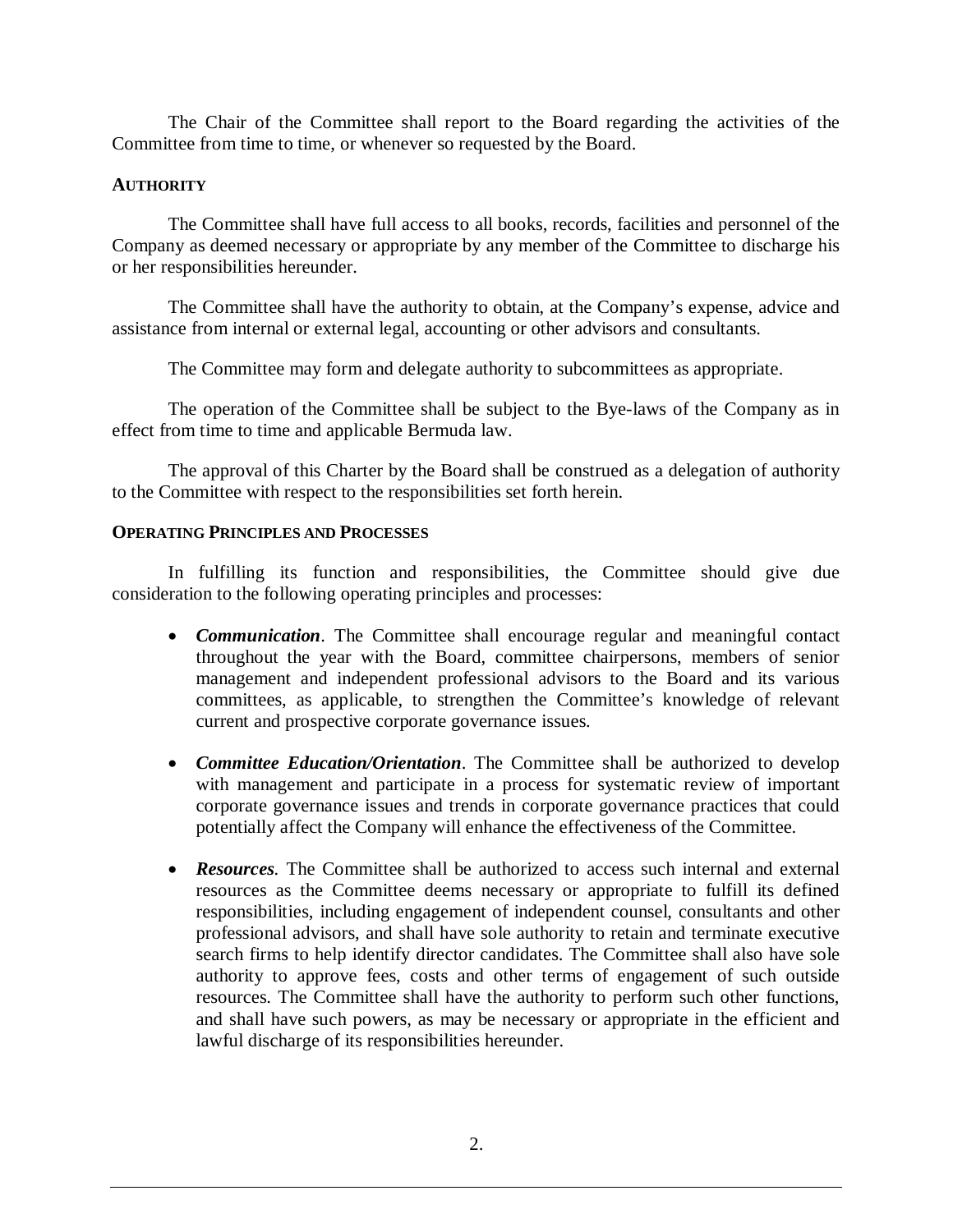The Chair of the Committee shall report to the Board regarding the activities of the Committee from time to time, or whenever so requested by the Board.

## AUTHORITY

The Committee shall have full access to all books, records, facilities and personnel of the Company as deemed necessary or appropriate by any member of the Committee to discharge his or her responsibilities hereunder.

The Committee shall have the authority to obtain, at the Company's expense, advice and assistance from internal or external legal, accounting or other advisors and consultants.

The Committee may form and delegate authority to subcommittees as appropriate.

The operation of the Committee shall be subject to the Bye-laws of the Company as in effect from time to time and applicable Bermuda law.

The approval of this Charter by the Board shall be construed as a delegation of authority to the Committee with respect to the responsibilities set forth herein.

## OPERATING PRINCIPLES AND PROCESSES

In fulfilling its function and responsibilities, the Committee should give due consideration to the following operating principles and processes:

- ***Communication***. The Committee shall encourage regular and meaningful contact throughout the year with the Board, committee chairpersons, members of senior management and independent professional advisors to the Board and its various committees, as applicable, to strengthen the Committee's knowledge of relevant current and prospective corporate governance issues.

- ***Committee Education/Orientation***. The Committee shall be authorized to develop with management and participate in a process for systematic review of important corporate governance issues and trends in corporate governance practices that could potentially affect the Company will enhance the effectiveness of the Committee.

- ***Resources***. The Committee shall be authorized to access such internal and external resources as the Committee deems necessary or appropriate to fulfill its defined responsibilities, including engagement of independent counsel, consultants and other professional advisors, and shall have sole authority to retain and terminate executive search firms to help identify director candidates. The Committee shall also have sole authority to approve fees, costs and other terms of engagement of such outside resources. The Committee shall have the authority to perform such other functions, and shall have such powers, as may be necessary or appropriate in the efficient and lawful discharge of its responsibilities hereunder.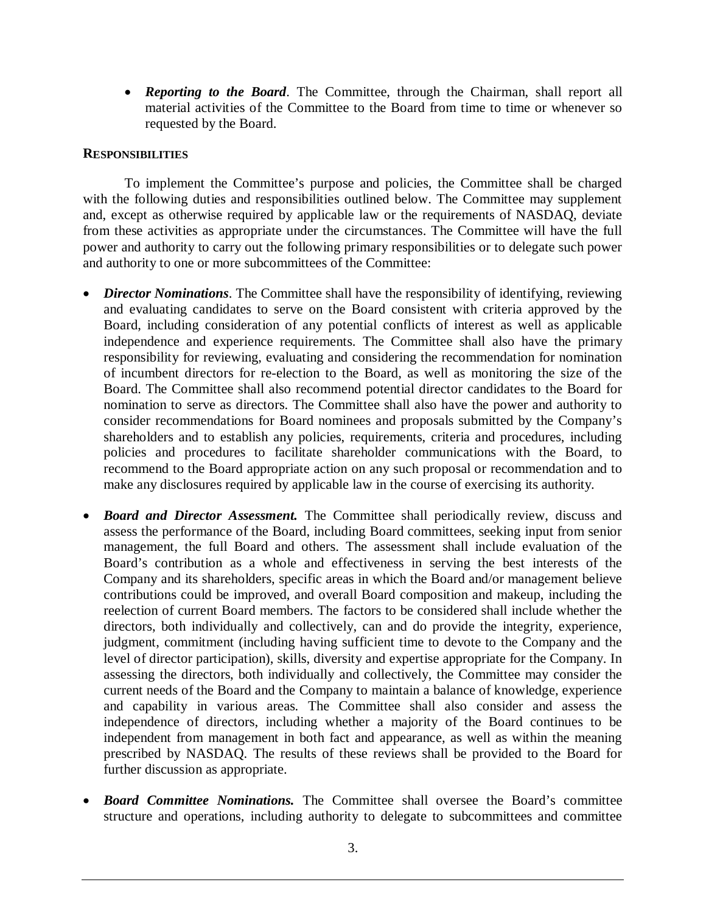- ***Reporting to the Board***. The Committee, through the Chairman, shall report all material activities of the Committee to the Board from time to time or whenever so requested by the Board.

**RESPONSIBILITIES**

To implement the Committee's purpose and policies, the Committee shall be charged with the following duties and responsibilities outlined below. The Committee may supplement and, except as otherwise required by applicable law or the requirements of NASDAQ, deviate from these activities as appropriate under the circumstances. The Committee will have the full power and authority to carry out the following primary responsibilities or to delegate such power and authority to one or more subcommittees of the Committee:

- ***Director Nominations***. The Committee shall have the responsibility of identifying, reviewing and evaluating candidates to serve on the Board consistent with criteria approved by the Board, including consideration of any potential conflicts of interest as well as applicable independence and experience requirements. The Committee shall also have the primary responsibility for reviewing, evaluating and considering the recommendation for nomination of incumbent directors for re-election to the Board, as well as monitoring the size of the Board. The Committee shall also recommend potential director candidates to the Board for nomination to serve as directors. The Committee shall also have the power and authority to consider recommendations for Board nominees and proposals submitted by the Company's shareholders and to establish any policies, requirements, criteria and procedures, including policies and procedures to facilitate shareholder communications with the Board, to recommend to the Board appropriate action on any such proposal or recommendation and to make any disclosures required by applicable law in the course of exercising its authority.

- ***Board and Director Assessment.*** The Committee shall periodically review, discuss and assess the performance of the Board, including Board committees, seeking input from senior management, the full Board and others. The assessment shall include evaluation of the Board's contribution as a whole and effectiveness in serving the best interests of the Company and its shareholders, specific areas in which the Board and/or management believe contributions could be improved, and overall Board composition and makeup, including the reelection of current Board members. The factors to be considered shall include whether the directors, both individually and collectively, can and do provide the integrity, experience, judgment, commitment (including having sufficient time to devote to the Company and the level of director participation), skills, diversity and expertise appropriate for the Company. In assessing the directors, both individually and collectively, the Committee may consider the current needs of the Board and the Company to maintain a balance of knowledge, experience and capability in various areas. The Committee shall also consider and assess the independence of directors, including whether a majority of the Board continues to be independent from management in both fact and appearance, as well as within the meaning prescribed by NASDAQ. The results of these reviews shall be provided to the Board for further discussion as appropriate.

- ***Board Committee Nominations.*** The Committee shall oversee the Board's committee structure and operations, including authority to delegate to subcommittees and committee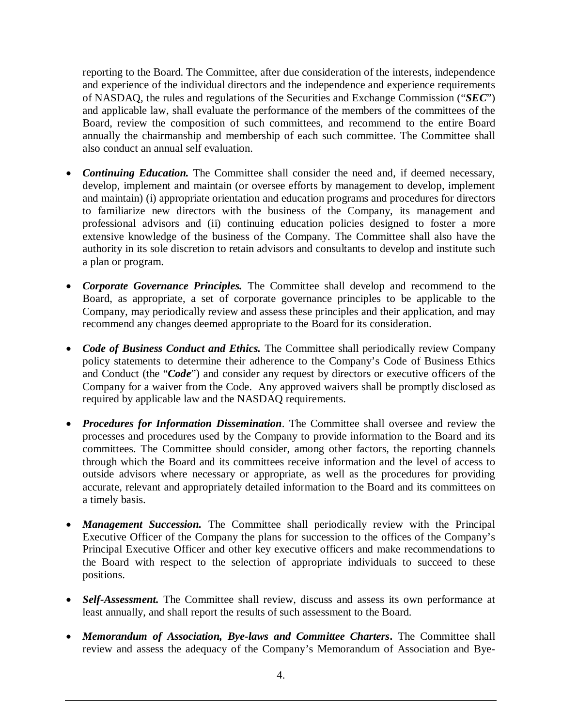reporting to the Board. The Committee, after due consideration of the interests, independence and experience of the individual directors and the independence and experience requirements of NASDAQ, the rules and regulations of the Securities and Exchange Commission ("***SEC***") and applicable law, shall evaluate the performance of the members of the committees of the Board, review the composition of such committees, and recommend to the entire Board annually the chairmanship and membership of each such committee. The Committee shall also conduct an annual self evaluation.

- ***Continuing Education.*** The Committee shall consider the need and, if deemed necessary, develop, implement and maintain (or oversee efforts by management to develop, implement and maintain) (i) appropriate orientation and education programs and procedures for directors to familiarize new directors with the business of the Company, its management and professional advisors and (ii) continuing education policies designed to foster a more extensive knowledge of the business of the Company. The Committee shall also have the authority in its sole discretion to retain advisors and consultants to develop and institute such a plan or program.

- ***Corporate Governance Principles.*** The Committee shall develop and recommend to the Board, as appropriate, a set of corporate governance principles to be applicable to the Company, may periodically review and assess these principles and their application, and may recommend any changes deemed appropriate to the Board for its consideration.

- ***Code of Business Conduct and Ethics.*** The Committee shall periodically review Company policy statements to determine their adherence to the Company's Code of Business Ethics and Conduct (the "***Code***") and consider any request by directors or executive officers of the Company for a waiver from the Code. Any approved waivers shall be promptly disclosed as required by applicable law and the NASDAQ requirements.

- ***Procedures for Information Dissemination***. The Committee shall oversee and review the processes and procedures used by the Company to provide information to the Board and its committees. The Committee should consider, among other factors, the reporting channels through which the Board and its committees receive information and the level of access to outside advisors where necessary or appropriate, as well as the procedures for providing accurate, relevant and appropriately detailed information to the Board and its committees on a timely basis.

- ***Management Succession.*** The Committee shall periodically review with the Principal Executive Officer of the Company the plans for succession to the offices of the Company's Principal Executive Officer and other key executive officers and make recommendations to the Board with respect to the selection of appropriate individuals to succeed to these positions.

- ***Self-Assessment.*** The Committee shall review, discuss and assess its own performance at least annually, and shall report the results of such assessment to the Board.

- ***Memorandum of Association, Bye-laws and Committee Charters*****.** The Committee shall review and assess the adequacy of the Company's Memorandum of Association and Bye-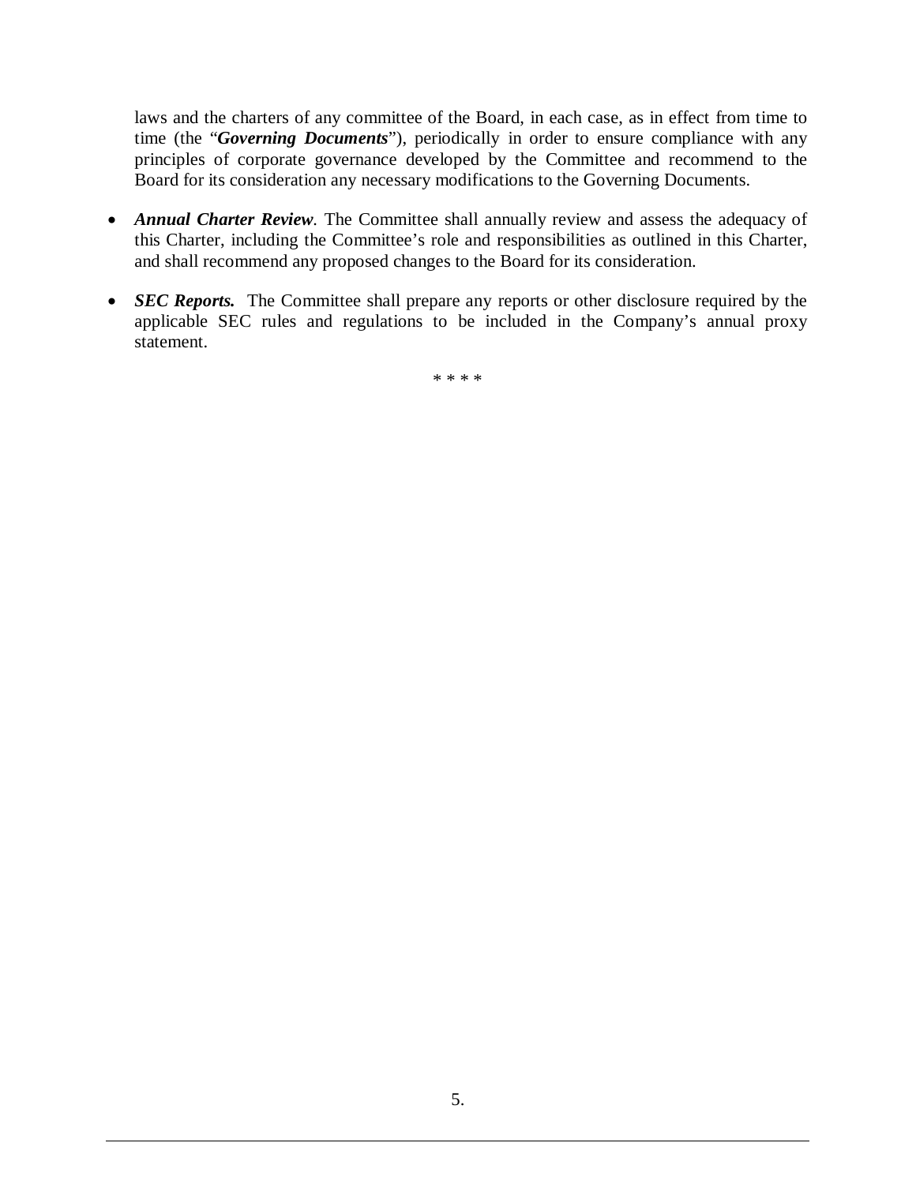laws and the charters of any committee of the Board, in each case, as in effect from time to time (the "***Governing Documents***"), periodically in order to ensure compliance with any principles of corporate governance developed by the Committee and recommend to the Board for its consideration any necessary modifications to the Governing Documents.

- ***Annual Charter Review***. The Committee shall annually review and assess the adequacy of this Charter, including the Committee's role and responsibilities as outlined in this Charter, and shall recommend any proposed changes to the Board for its consideration.

- ***SEC Reports.*** The Committee shall prepare any reports or other disclosure required by the applicable SEC rules and regulations to be included in the Company's annual proxy statement.

\* \* \* \*